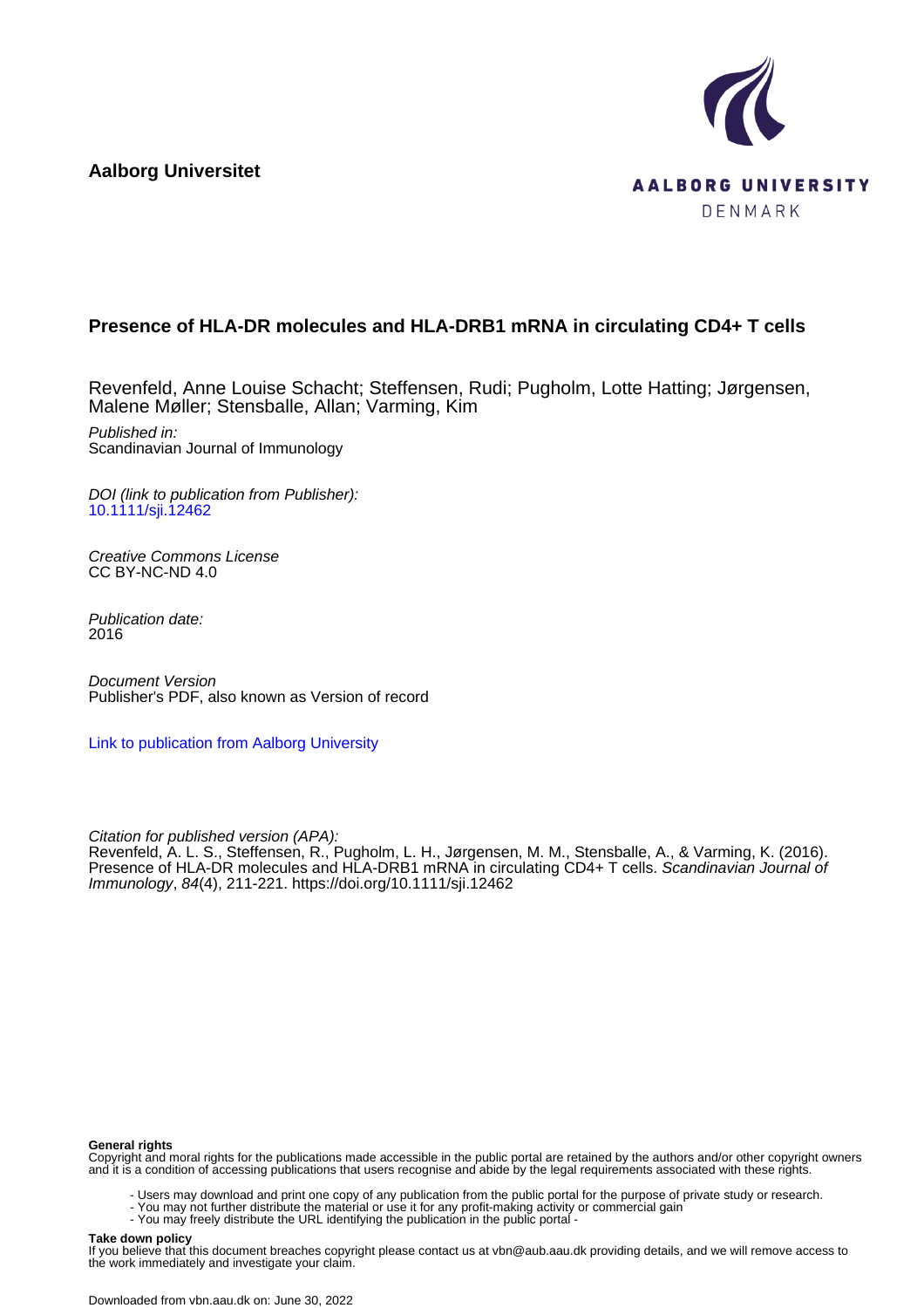**Aalborg Universitet**

AALBORG UNIVERSITY
DENMARK

# Presence of HLA-DR molecules and HLA-DRB1 mRNA in circulating CD4+ T cells

Revenfeld, Anne Louise Schacht; Steffensen, Rudi; Pugholm, Lotte Hatting; Jørgensen, Malene Møller; Stensballe, Allan; Varming, Kim

*Published in:*
Scandinavian Journal of Immunology

*DOI (link to publication from Publisher):*
10.1111/sji.12462

*Creative Commons License*
CC BY-NC-ND 4.0

*Publication date:*
2016

*Document Version*
Publisher's PDF, also known as Version of record

Link to publication from Aalborg University

*Citation for published version (APA):*
Revenfeld, A. L. S., Steffensen, R., Pugholm, L. H., Jørgensen, M. M., Stensballe, A., & Varming, K. (2016). Presence of HLA-DR molecules and HLA-DRB1 mRNA in circulating CD4+ T cells. *Scandinavian Journal of Immunology*, *84*(4), 211-221. https://doi.org/10.1111/sji.12462

**General rights**
Copyright and moral rights for the publications made accessible in the public portal are retained by the authors and/or other copyright owners and it is a condition of accessing publications that users recognise and abide by the legal requirements associated with these rights.

- Users may download and print one copy of any publication from the public portal for the purpose of private study or research.
- You may not further distribute the material or use it for any profit-making activity or commercial gain
- You may freely distribute the URL identifying the publication in the public portal -

**Take down policy**
If you believe that this document breaches copyright please contact us at vbn@aub.aau.dk providing details, and we will remove access to the work immediately and investigate your claim.

Downloaded from vbn.aau.dk on: June 30, 2022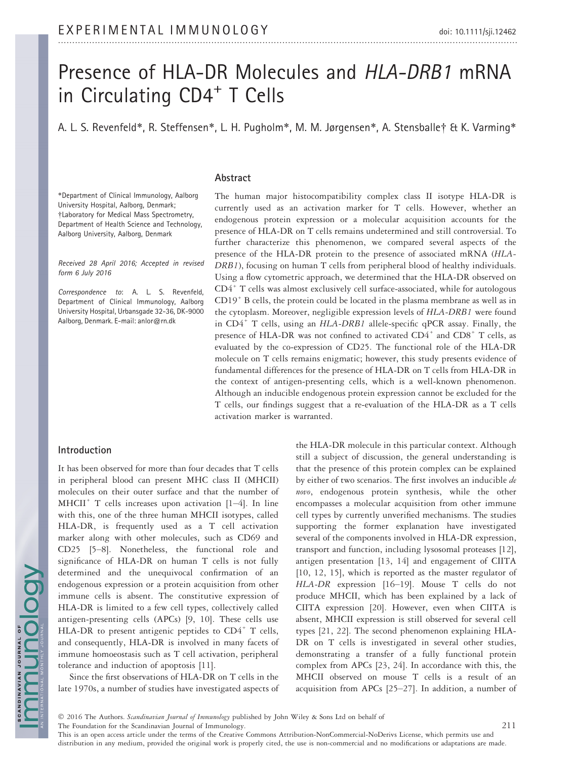# Presence of HLA-DR Molecules and *HLA-DRB1* mRNA in Circulating $CD4^+$ T Cells

A. L. S. Revenfeld*, R. Steffensen*, L. H. Pugholm*, M. M. Jørgensen*, A. Stensballe† & K. Varming*

\*Department of Clinical Immunology, Aalborg University Hospital, Aalborg, Denmark; †Laboratory for Medical Mass Spectrometry, Department of Health Science and Technology, Aalborg University, Aalborg, Denmark

*Received 28 April 2016; Accepted in revised form 6 July 2016*

*Correspondence to*: A. L. S. Revenfeld, Department of Clinical Immunology, Aalborg University Hospital, Urbansgade 32-36, DK-9000 Aalborg, Denmark. E-mail: anlor@rn.dk

## Abstract

The human major histocompatibility complex class II isotype HLA-DR is currently used as an activation marker for T cells. However, whether an endogenous protein expression or a molecular acquisition accounts for the presence of HLA-DR on T cells remains undetermined and still controversial. To further characterize this phenomenon, we compared several aspects of the presence of the HLA-DR protein to the presence of associated mRNA (*HLA-DRB1*), focusing on human T cells from peripheral blood of healthy individuals. Using a flow cytometric approach, we determined that the HLA-DR observed on $CD4^+$ T cells was almost exclusively cell surface-associated, while for autologous $CD19^+$ B cells, the protein could be located in the plasma membrane as well as in the cytoplasm. Moreover, negligible expression levels of *HLA-DRB1* were found in $CD4^+$ T cells, using an *HLA-DRB1* allele-specific qPCR assay. Finally, the presence of HLA-DR was not confined to activated $CD4^+$ and $CD8^+$ T cells, as evaluated by the co-expression of CD25. The functional role of the HLA-DR molecule on T cells remains enigmatic; however, this study presents evidence of fundamental differences for the presence of HLA-DR on T cells from HLA-DR in the context of antigen-presenting cells, which is a well-known phenomenon. Although an inducible endogenous protein expression cannot be excluded for the T cells, our findings suggest that a re-evaluation of the HLA-DR as a T cells activation marker is warranted.

## Introduction

It has been observed for more than four decades that T cells in peripheral blood can present MHC class II (MHCII) molecules on their outer surface and that the number of $MHCII^+$ T cells increases upon activation [1–4]. In line with this, one of the three human MHCII isotypes, called HLA-DR, is frequently used as a T cell activation marker along with other molecules, such as CD69 and CD25 [5–8]. Nonetheless, the functional role and significance of HLA-DR on human T cells is not fully determined and the unequivocal confirmation of an endogenous expression or a protein acquisition from other immune cells is absent. The constitutive expression of HLA-DR is limited to a few cell types, collectively called antigen-presenting cells (APCs) [9, 10]. These cells use HLA-DR to present antigenic peptides to $CD4^+$ T cells, and consequently, HLA-DR is involved in many facets of immune homoeostasis such as T cell activation, peripheral tolerance and induction of apoptosis [11].

Since the first observations of HLA-DR on T cells in the late 1970s, a number of studies have investigated aspects of the HLA-DR molecule in this particular context. Although still a subject of discussion, the general understanding is that the presence of this protein complex can be explained by either of two scenarios. The first involves an inducible *de novo*, endogenous protein synthesis, while the other encompasses a molecular acquisition from other immune cell types by currently unverified mechanisms. The studies supporting the former explanation have investigated several of the components involved in HLA-DR expression, transport and function, including lysosomal proteases [12], antigen presentation [13, 14] and engagement of CIITA [10, 12, 15], which is reported as the master regulator of *HLA-DR* expression [16–19]. Mouse T cells do not produce MHCII, which has been explained by a lack of CIITA expression [20]. However, even when CIITA is absent, MHCII expression is still observed for several cell types [21, 22]. The second phenomenon explaining HLA-DR on T cells is investigated in several other studies, demonstrating a transfer of a fully functional protein complex from APCs [23, 24]. In accordance with this, the MHCII observed on mouse T cells is a result of an acquisition from APCs [25–27]. In addition, a number of

© 2016 The Authors. *Scandinavian Journal of Immunology* published by John Wiley & Sons Ltd on behalf of The Foundation for the Scandinavian Journal of Immunology.
This is an open access article under the terms of the Creative Commons Attribution-NonCommercial-NoDerivs License, which permits use and distribution in any medium, provided the original work is properly cited, the use is non-commercial and no modifications or adaptations are made.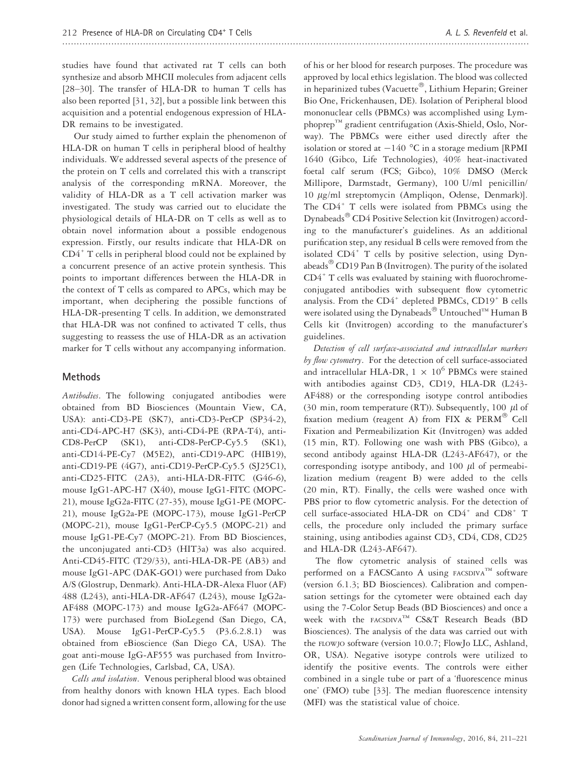studies have found that activated rat T cells can both synthesize and absorb MHCII molecules from adjacent cells [28–30]. The transfer of HLA-DR to human T cells has also been reported [31, 32], but a possible link between this acquisition and a potential endogenous expression of HLA-DR remains to be investigated.

Our study aimed to further explain the phenomenon of HLA-DR on human T cells in peripheral blood of healthy individuals. We addressed several aspects of the presence of the protein on T cells and correlated this with a transcript analysis of the corresponding mRNA. Moreover, the validity of HLA-DR as a T cell activation marker was investigated. The study was carried out to elucidate the physiological details of HLA-DR on T cells as well as to obtain novel information about a possible endogenous expression. Firstly, our results indicate that HLA-DR on $CD4^+$ T cells in peripheral blood could not be explained by a concurrent presence of an active protein synthesis. This points to important differences between the HLA-DR in the context of T cells as compared to APCs, which may be important, when deciphering the possible functions of HLA-DR-presenting T cells. In addition, we demonstrated that HLA-DR was not confined to activated T cells, thus suggesting to reassess the use of HLA-DR as an activation marker for T cells without any accompanying information.

## Methods

*Antibodies*. The following conjugated antibodies were obtained from BD Biosciences (Mountain View, CA, USA): anti-CD3-PE (SK7), anti-CD3-PerCP (SP34-2), anti-CD4-APC-H7 (SK3), anti-CD4-PE (RPA-T4), anti-CD8-PerCP (SK1), anti-CD8-PerCP-Cy5.5 (SK1), anti-CD14-PE-Cy7 (M5E2), anti-CD19-APC (HIB19), anti-CD19-PE (4G7), anti-CD19-PerCP-Cy5.5 (SJ25C1), anti-CD25-FITC (2A3), anti-HLA-DR-FITC (G46-6), mouse IgG1-APC-H7 (X40), mouse IgG1-FITC (MOPC-21), mouse IgG2a-FITC (27-35), mouse IgG1-PE (MOPC-21), mouse IgG2a-PE (MOPC-173), mouse IgG1-PerCP (MOPC-21), mouse IgG1-PerCP-Cy5.5 (MOPC-21) and mouse IgG1-PE-Cy7 (MOPC-21). From BD Biosciences, the unconjugated anti-CD3 (HIT3a) was also acquired. Anti-CD45-FITC (T29/33), anti-HLA-DR-PE (AB3) and mouse IgG1-APC (DAK-GO1) were purchased from Dako A/S (Glostrup, Denmark). Anti-HLA-DR-Alexa Fluor (AF) 488 (L243), anti-HLA-DR-AF647 (L243), mouse IgG2a-AF488 (MOPC-173) and mouse IgG2a-AF647 (MOPC-173) were purchased from BioLegend (San Diego, CA, USA). Mouse IgG1-PerCP-Cy5.5 (P3.6.2.8.1) was obtained from eBioscience (San Diego CA, USA). The goat anti-mouse IgG-AF555 was purchased from Invitrogen (Life Technologies, Carlsbad, CA, USA).

*Cells and isolation*. Venous peripheral blood was obtained from healthy donors with known HLA types. Each blood donor had signed a written consent form, allowing for the use of his or her blood for research purposes. The procedure was approved by local ethics legislation. The blood was collected in heparinized tubes (Vacuette®, Lithium Heparin; Greiner Bio One, Frickenhausen, DE). Isolation of Peripheral blood mononuclear cells (PBMCs) was accomplished using Lymphoprep™ gradient centrifugation (Axis-Shield, Oslo, Norway). The PBMCs were either used directly after the isolation or stored at −140 °C in a storage medium [RPMI 1640 (Gibco, Life Technologies), 40% heat-inactivated foetal calf serum (FCS; Gibco), 10% DMSO (Merck Millipore, Darmstadt, Germany), 100 U/ml penicillin/10 μg/ml streptomycin (Ampliqon, Odense, Denmark)]. The $CD4^+$ T cells were isolated from PBMCs using the Dynabeads® CD4 Positive Selection kit (Invitrogen) according to the manufacturer's guidelines. As an additional purification step, any residual B cells were removed from the isolated $CD4^+$ T cells by positive selection, using Dynabeads® CD19 Pan B (Invitrogen). The purity of the isolated $CD4^+$ T cells was evaluated by staining with fluorochrome-conjugated antibodies with subsequent flow cytometric analysis. From the $CD4^+$ depleted PBMCs, $CD19^+$ B cells were isolated using the Dynabeads® Untouched™ Human B Cells kit (Invitrogen) according to the manufacturer's guidelines.

*Detection of cell surface-associated and intracellular markers by flow cytometry*. For the detection of cell surface-associated and intracellular HLA-DR, $1 \times 10^6$ PBMCs were stained with antibodies against CD3, CD19, HLA-DR (L243-AF488) or the corresponding isotype control antibodies (30 min, room temperature (RT)). Subsequently, 100 μl of fixation medium (reagent A) from FIX & PERM® Cell Fixation and Permeabilization Kit (Invitrogen) was added (15 min, RT). Following one wash with PBS (Gibco), a second antibody against HLA-DR (L243-AF647), or the corresponding isotype antibody, and 100 μl of permeabilization medium (reagent B) were added to the cells (20 min, RT). Finally, the cells were washed once with PBS prior to flow cytometric analysis. For the detection of cell surface-associated HLA-DR on $CD4^+$ and $CD8^+$ T cells, the procedure only included the primary surface staining, using antibodies against CD3, CD4, CD8, CD25 and HLA-DR (L243-AF647).

The flow cytometric analysis of stained cells was performed on a FACSCanto A using FACSDIVA™ software (version 6.1.3; BD Biosciences). Calibration and compensation settings for the cytometer were obtained each day using the 7-Color Setup Beads (BD Biosciences) and once a week with the FACSDIVA™ CS&T Research Beads (BD Biosciences). The analysis of the data was carried out with the FLOWJO software (version 10.0.7; FlowJo LLC, Ashland, OR, USA). Negative isotype controls were utilized to identify the positive events. The controls were either combined in a single tube or part of a 'fluorescence minus one' (FMO) tube [33]. The median fluorescence intensity (MFI) was the statistical value of choice.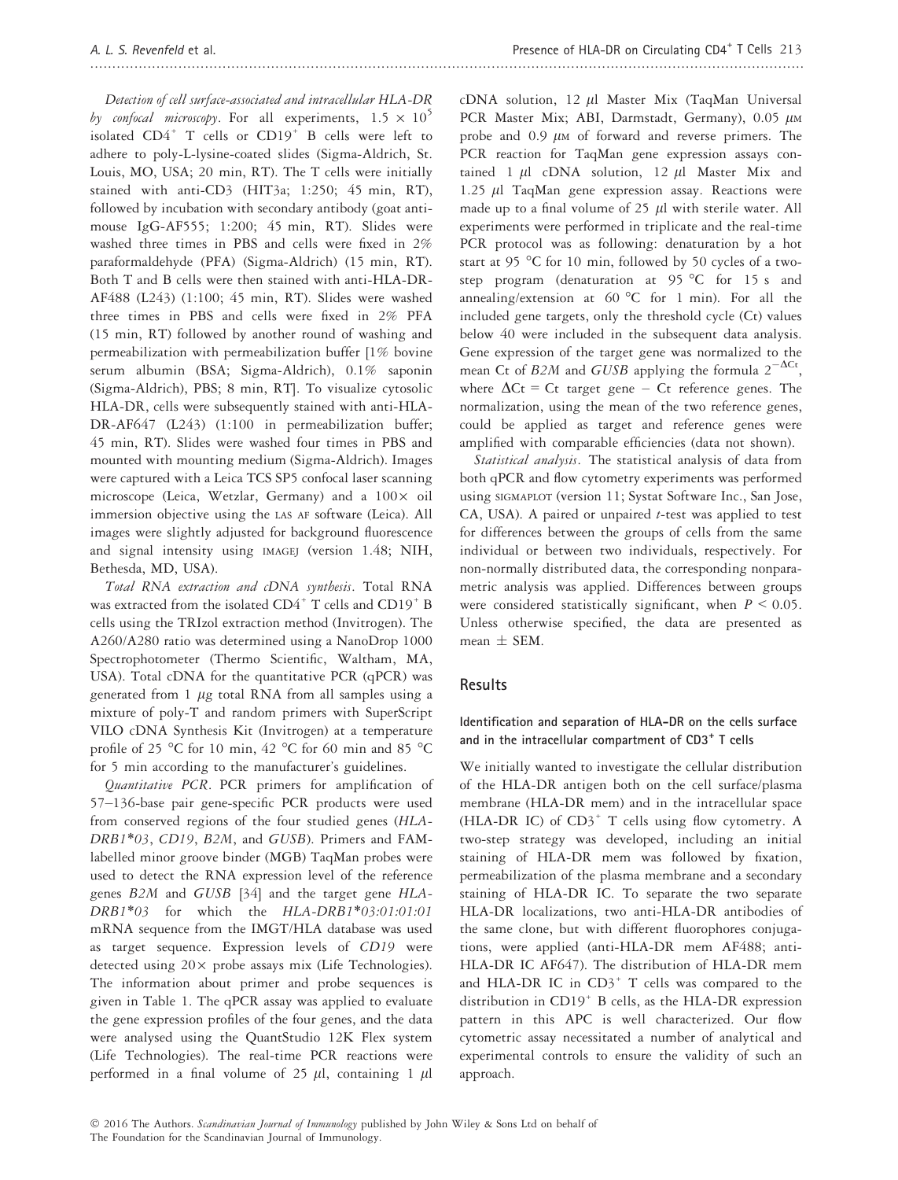*Detection of cell surface-associated and intracellular HLA-DR by confocal microscopy*. For all experiments, $1.5 \times 10^5$ isolated CD4$^+$ T cells or CD19$^+$ B cells were left to adhere to poly-L-lysine-coated slides (Sigma-Aldrich, St. Louis, MO, USA; 20 min, RT). The T cells were initially stained with anti-CD3 (HIT3a; 1:250; 45 min, RT), followed by incubation with secondary antibody (goat anti-mouse IgG-AF555; 1:200; 45 min, RT). Slides were washed three times in PBS and cells were fixed in 2% paraformaldehyde (PFA) (Sigma-Aldrich) (15 min, RT). Both T and B cells were then stained with anti-HLA-DR-AF488 (L243) (1:100; 45 min, RT). Slides were washed three times in PBS and cells were fixed in 2% PFA (15 min, RT) followed by another round of washing and permeabilization with permeabilization buffer [1% bovine serum albumin (BSA; Sigma-Aldrich), 0.1% saponin (Sigma-Aldrich), PBS; 8 min, RT]. To visualize cytosolic HLA-DR, cells were subsequently stained with anti-HLA-DR-AF647 (L243) (1:100 in permeabilization buffer; 45 min, RT). Slides were washed four times in PBS and mounted with mounting medium (Sigma-Aldrich). Images were captured with a Leica TCS SP5 confocal laser scanning microscope (Leica, Wetzlar, Germany) and a 100× oil immersion objective using the LAS AF software (Leica). All images were slightly adjusted for background fluorescence and signal intensity using IMAGEJ (version 1.48; NIH, Bethesda, MD, USA).

*Total RNA extraction and cDNA synthesis*. Total RNA was extracted from the isolated CD4$^+$ T cells and CD19$^+$ B cells using the TRIzol extraction method (Invitrogen). The A260/A280 ratio was determined using a NanoDrop 1000 Spectrophotometer (Thermo Scientific, Waltham, MA, USA). Total cDNA for the quantitative PCR (qPCR) was generated from 1 $\mu$g total RNA from all samples using a mixture of poly-T and random primers with SuperScript VILO cDNA Synthesis Kit (Invitrogen) at a temperature profile of 25 °C for 10 min, 42 °C for 60 min and 85 °C for 5 min according to the manufacturer's guidelines.

*Quantitative PCR*. PCR primers for amplification of 57–136-base pair gene-specific PCR products were used from conserved regions of the four studied genes (*HLA-DRB1\*03*, *CD19*, *B2M*, and *GUSB*). Primers and FAM-labelled minor groove binder (MGB) TaqMan probes were used to detect the RNA expression level of the reference genes *B2M* and *GUSB* [34] and the target gene *HLA-DRB1\*03* for which the *HLA-DRB1\*03:01:01:01* mRNA sequence from the IMGT/HLA database was used as target sequence. Expression levels of *CD19* were detected using 20× probe assays mix (Life Technologies). The information about primer and probe sequences is given in Table 1. The qPCR assay was applied to evaluate the gene expression profiles of the four genes, and the data were analysed using the QuantStudio 12K Flex system (Life Technologies). The real-time PCR reactions were performed in a final volume of 25 $\mu$l, containing 1 $\mu$l cDNA solution, 12 $\mu$l Master Mix (TaqMan Universal PCR Master Mix; ABI, Darmstadt, Germany), 0.05 $\mu$M probe and 0.9 $\mu$M of forward and reverse primers. The PCR reaction for TaqMan gene expression assays contained 1 $\mu$l cDNA solution, 12 $\mu$l Master Mix and 1.25 $\mu$l TaqMan gene expression assay. Reactions were made up to a final volume of 25 $\mu$l with sterile water. All experiments were performed in triplicate and the real-time PCR protocol was as following: denaturation by a hot start at 95 °C for 10 min, followed by 50 cycles of a two-step program (denaturation at 95 °C for 15 s and annealing/extension at 60 °C for 1 min). For all the included gene targets, only the threshold cycle (Ct) values below 40 were included in the subsequent data analysis. Gene expression of the target gene was normalized to the mean Ct of *B2M* and *GUSB* applying the formula $2^{-\Delta Ct}$, where $\Delta Ct$ = Ct target gene − Ct reference genes. The normalization, using the mean of the two reference genes, could be applied as target and reference genes were amplified with comparable efficiencies (data not shown).

*Statistical analysis*. The statistical analysis of data from both qPCR and flow cytometry experiments was performed using SIGMAPLOT (version 11; Systat Software Inc., San Jose, CA, USA). A paired or unpaired *t*-test was applied to test for differences between the groups of cells from the same individual or between two individuals, respectively. For non-normally distributed data, the corresponding nonparametric analysis was applied. Differences between groups were considered statistically significant, when $P < 0.05$. Unless otherwise specified, the data are presented as mean ± SEM.

## Results

### Identification and separation of HLA-DR on the cells surface and in the intracellular compartment of CD3$^+$ T cells

We initially wanted to investigate the cellular distribution of the HLA-DR antigen both on the cell surface/plasma membrane (HLA-DR mem) and in the intracellular space (HLA-DR IC) of CD3$^+$ T cells using flow cytometry. A two-step strategy was developed, including an initial staining of HLA-DR mem was followed by fixation, permeabilization of the plasma membrane and a secondary staining of HLA-DR IC. To separate the two separate HLA-DR localizations, two anti-HLA-DR antibodies of the same clone, but with different fluorophores conjugations, were applied (anti-HLA-DR mem AF488; anti-HLA-DR IC AF647). The distribution of HLA-DR mem and HLA-DR IC in CD3$^+$ T cells was compared to the distribution in CD19$^+$ B cells, as the HLA-DR expression pattern in this APC is well characterized. Our flow cytometric assay necessitated a number of analytical and experimental controls to ensure the validity of such an approach.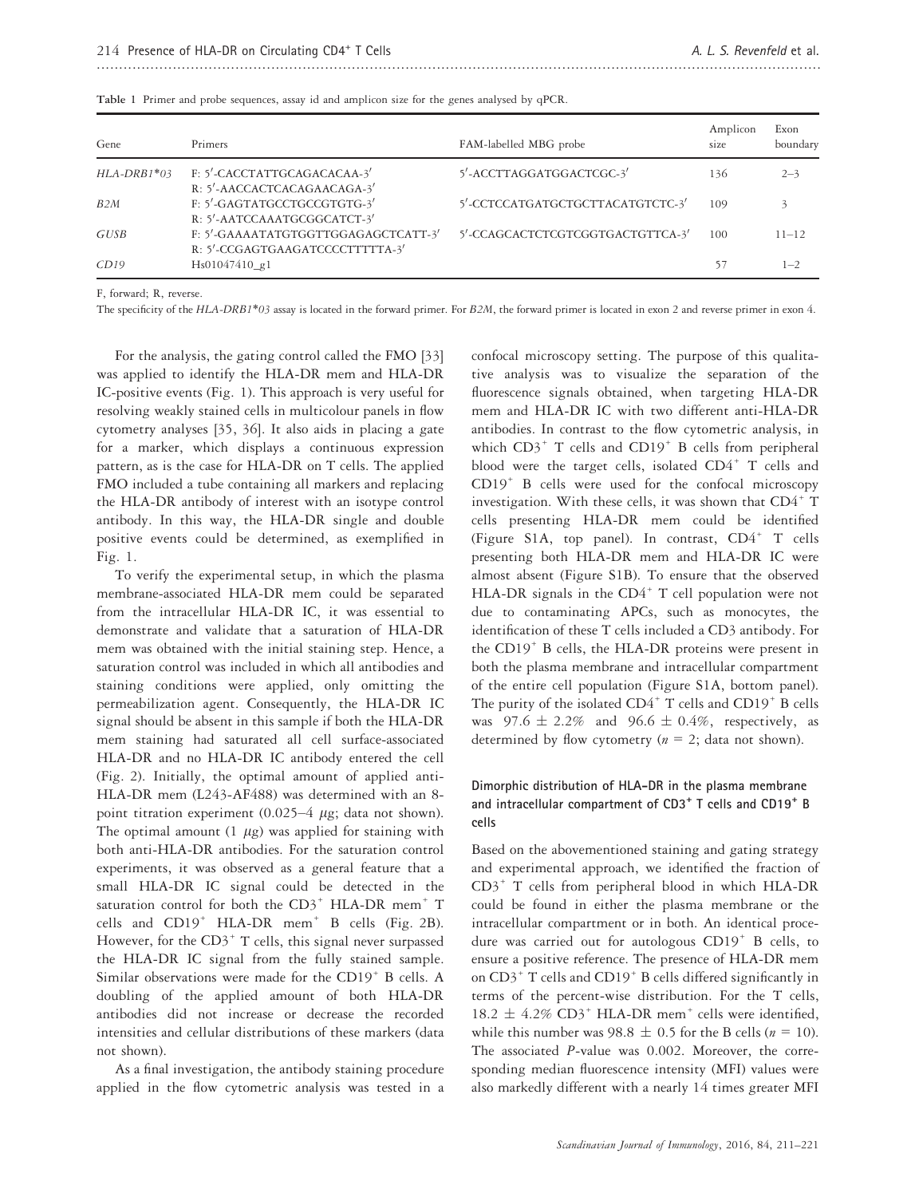Table 1 Primer and probe sequences, assay id and amplicon size for the genes analysed by qPCR.

| Gene | Primers | FAM-labelled MBG probe | Amplicon size | Exon boundary |
|---|---|---|---|---|
| *HLA-DRB1\*03* | F: 5′-CACCTATTGCAGACACAA-3′<br>R: 5′-AACCACTCACAGAACAGA-3′ | 5′-ACCTTAGGATGGACTCGC-3′ | 136 | 2–3 |
| *B2M* | F: 5′-GAGTATGCCTGCCGTGTG-3′<br>R: 5′-AATCCAAATGCGGCATCT-3′ | 5′-CCTCCATGATGCTGCTTACATGTCTC-3′ | 109 | 3 |
| *GUSB* | F: 5′-GAAAATATGTGGTTGGAGAGCTCATT-3′<br>R: 5′-CCGAGTGAAGATCCCCTTTTTA-3′ | 5′-CCAGCACTCTCGTCGGTGACTGTTCA-3′ | 100 | 11–12 |
| *CD19* | Hs01047410_g1 | | 57 | 1–2 |

F, forward; R, reverse.

The specificity of the *HLA-DRB1\*03* assay is located in the forward primer. For *B2M*, the forward primer is located in exon 2 and reverse primer in exon 4.

For the analysis, the gating control called the FMO [33] was applied to identify the HLA-DR mem and HLA-DR IC-positive events (Fig. 1). This approach is very useful for resolving weakly stained cells in multicolour panels in flow cytometry analyses [35, 36]. It also aids in placing a gate for a marker, which displays a continuous expression pattern, as is the case for HLA-DR on T cells. The applied FMO included a tube containing all markers and replacing the HLA-DR antibody of interest with an isotype control antibody. In this way, the HLA-DR single and double positive events could be determined, as exemplified in Fig. 1.

To verify the experimental setup, in which the plasma membrane-associated HLA-DR mem could be separated from the intracellular HLA-DR IC, it was essential to demonstrate and validate that a saturation of HLA-DR mem was obtained with the initial staining step. Hence, a saturation control was included in which all antibodies and staining conditions were applied, only omitting the permeabilization agent. Consequently, the HLA-DR IC signal should be absent in this sample if both the HLA-DR mem staining had saturated all cell surface-associated HLA-DR and no HLA-DR IC antibody entered the cell (Fig. 2). Initially, the optimal amount of applied anti-HLA-DR mem (L243-AF488) was determined with an 8-point titration experiment (0.025–4 $\mu$g; data not shown). The optimal amount (1 $\mu$g) was applied for staining with both anti-HLA-DR antibodies. For the saturation control experiments, it was observed as a general feature that a small HLA-DR IC signal could be detected in the saturation control for both the CD3$^+$ HLA-DR mem$^+$ T cells and CD19$^+$ HLA-DR mem$^+$ B cells (Fig. 2B). However, for the CD3$^+$ T cells, this signal never surpassed the HLA-DR IC signal from the fully stained sample. Similar observations were made for the CD19$^+$ B cells. A doubling of the applied amount of both HLA-DR antibodies did not increase or decrease the recorded intensities and cellular distributions of these markers (data not shown).

As a final investigation, the antibody staining procedure applied in the flow cytometric analysis was tested in a confocal microscopy setting. The purpose of this qualitative analysis was to visualize the separation of the fluorescence signals obtained, when targeting HLA-DR mem and HLA-DR IC with two different anti-HLA-DR antibodies. In contrast to the flow cytometric analysis, in which CD3$^+$ T cells and CD19$^+$ B cells from peripheral blood were the target cells, isolated CD4$^+$ T cells and CD19$^+$ B cells were used for the confocal microscopy investigation. With these cells, it was shown that CD4$^+$ T cells presenting HLA-DR mem could be identified (Figure S1A, top panel). In contrast, CD4$^+$ T cells presenting both HLA-DR mem and HLA-DR IC were almost absent (Figure S1B). To ensure that the observed HLA-DR signals in the CD4$^+$ T cell population were not due to contaminating APCs, such as monocytes, the identification of these T cells included a CD3 antibody. For the CD19$^+$ B cells, the HLA-DR proteins were present in both the plasma membrane and intracellular compartment of the entire cell population (Figure S1A, bottom panel). The purity of the isolated CD4$^+$ T cells and CD19$^+$ B cells was 97.6 $\pm$ 2.2% and 96.6 $\pm$ 0.4%, respectively, as determined by flow cytometry ($n$ = 2; data not shown).

## Dimorphic distribution of HLA-DR in the plasma membrane and intracellular compartment of CD3$^+$ T cells and CD19$^+$ B cells

Based on the abovementioned staining and gating strategy and experimental approach, we identified the fraction of CD3$^+$ T cells from peripheral blood in which HLA-DR could be found in either the plasma membrane or the intracellular compartment or in both. An identical procedure was carried out for autologous CD19$^+$ B cells, to ensure a positive reference. The presence of HLA-DR mem on CD3$^+$ T cells and CD19$^+$ B cells differed significantly in terms of the percent-wise distribution. For the T cells, 18.2 $\pm$ 4.2% CD3$^+$ HLA-DR mem$^+$ cells were identified, while this number was 98.8 $\pm$ 0.5 for the B cells ($n$ = 10). The associated $P$-value was 0.002. Moreover, the corresponding median fluorescence intensity (MFI) values were also markedly different with a nearly 14 times greater MFI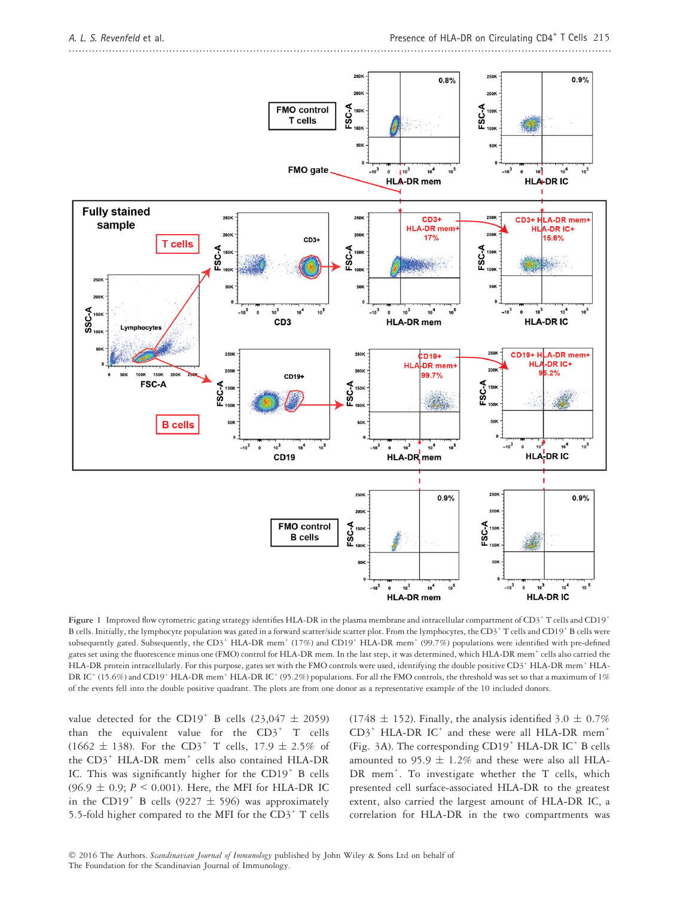Figure 1 Improved flow cytometric gating strategy identifies HLA-DR in the plasma membrane and intracellular compartment of CD3$^{+}$ T cells and CD19$^{+}$ B cells. Initially, the lymphocyte population was gated in a forward scatter/side scatter plot. From the lymphocytes, the CD3$^{+}$ T cells and CD19$^{+}$ B cells were subsequently gated. Subsequently, the CD3$^{+}$ HLA-DR mem$^{+}$ (17%) and CD19$^{+}$ HLA-DR mem$^{+}$ (99.7%) populations were identified with pre-defined gates set using the fluorescence minus one (FMO) control for HLA-DR mem. In the last step, it was determined, which HLA-DR mem$^{+}$ cells also carried the HLA-DR protein intracellularly. For this purpose, gates set with the FMO controls were used, identifying the double positive CD3$^{+}$ HLA-DR mem$^{+}$ HLA-DR IC$^{+}$ (15.6%) and CD19$^{+}$ HLA-DR mem$^{+}$ HLA-DR IC$^{+}$ (95.2%) populations. For all the FMO controls, the threshold was set so that a maximum of 1% of the events fell into the double positive quadrant. The plots are from one donor as a representative example of the 10 included donors.

value detected for the CD19$^{+}$ B cells (23,047 ± 2059) than the equivalent value for the CD3$^{+}$ T cells (1662 ± 138). For the CD3$^{+}$ T cells, 17.9 ± 2.5% of the CD3$^{+}$ HLA-DR mem$^{+}$ cells also contained HLA-DR IC. This was significantly higher for the CD19$^{+}$ B cells (96.9 ± 0.9; $P < 0.001$). Here, the MFI for HLA-DR IC in the CD19$^{+}$ B cells (9227 ± 596) was approximately 5.5-fold higher compared to the MFI for the CD3$^{+}$ T cells (1748 ± 152). Finally, the analysis identified 3.0 ± 0.7% CD3$^{+}$ HLA-DR IC$^{+}$ and these were all HLA-DR mem$^{+}$ (Fig. 3A). The corresponding CD19$^{+}$ HLA-DR IC$^{+}$ B cells amounted to 95.9 ± 1.2% and these were also all HLA-DR mem$^{+}$. To investigate whether the T cells, which presented cell surface-associated HLA-DR to the greatest extent, also carried the largest amount of HLA-DR IC, a correlation for HLA-DR in the two compartments was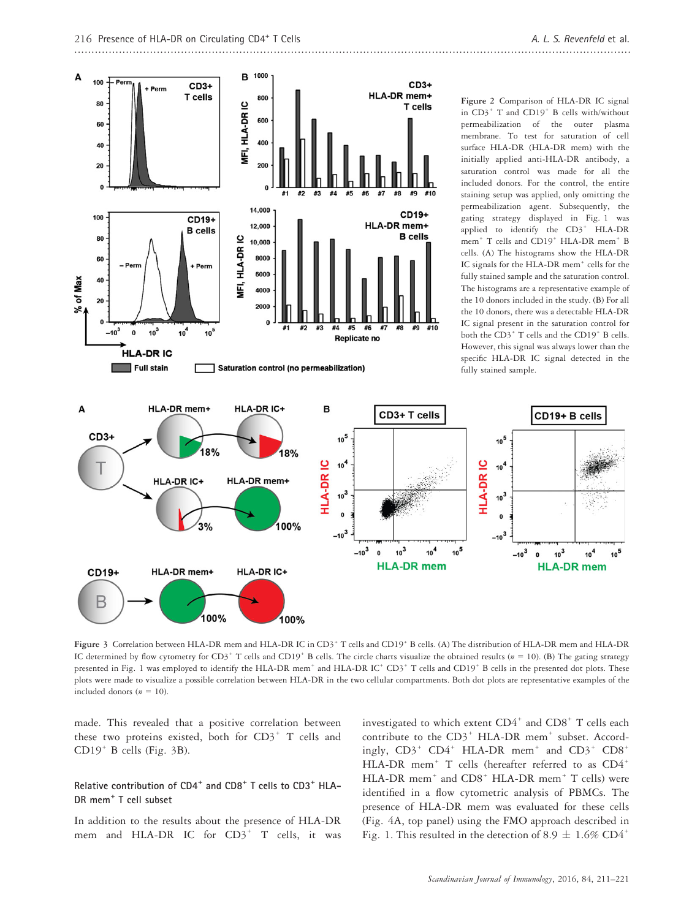Figure 2 Comparison of HLA-DR IC signal in CD3$^+$ T and CD19$^+$ B cells with/without permeabilization of the outer plasma membrane. To test for saturation of cell surface HLA-DR (HLA-DR mem) with the initially applied anti-HLA-DR antibody, a saturation control was made for all the included donors. For the control, the entire staining setup was applied, only omitting the permeabilization agent. Subsequently, the gating strategy displayed in Fig. 1 was applied to identify the CD3$^+$ HLA-DR mem$^+$ T cells and CD19$^+$ HLA-DR mem$^+$ B cells. (A) The histograms show the HLA-DR IC signals for the HLA-DR mem$^+$ cells for the fully stained sample and the saturation control. The histograms are a representative example of the 10 donors included in the study. (B) For all the 10 donors, there was a detectable HLA-DR IC signal present in the saturation control for both the CD3$^+$ T cells and the CD19$^+$ B cells. However, this signal was always lower than the specific HLA-DR IC signal detected in the fully stained sample.

Figure 3 Correlation between HLA-DR mem and HLA-DR IC in CD3$^+$ T cells and CD19$^+$ B cells. (A) The distribution of HLA-DR mem and HLA-DR IC determined by flow cytometry for CD3$^+$ T cells and CD19$^+$ B cells. The circle charts visualize the obtained results ($n$ = 10). (B) The gating strategy presented in Fig. 1 was employed to identify the HLA-DR mem$^+$ and HLA-DR IC$^+$ CD3$^+$ T cells and CD19$^+$ B cells in the presented dot plots. These plots were made to visualize a possible correlation between HLA-DR in the two cellular compartments. Both dot plots are representative examples of the included donors ($n$ = 10).

made. This revealed that a positive correlation between these two proteins existed, both for CD3$^+$ T cells and CD19$^+$ B cells (Fig. 3B).

### Relative contribution of CD4$^+$ and CD8$^+$ T cells to CD3$^+$ HLA-DR mem$^+$ T cell subset

In addition to the results about the presence of HLA-DR mem and HLA-DR IC for CD3$^+$ T cells, it was investigated to which extent CD4$^+$ and CD8$^+$ T cells each contribute to the CD3$^+$ HLA-DR mem$^+$ subset. Accordingly, CD3$^+$ CD4$^+$ HLA-DR mem$^+$ and CD3$^+$ CD8$^+$ HLA-DR mem$^+$ T cells (hereafter referred to as CD4$^+$ HLA-DR mem$^+$ and CD8$^+$ HLA-DR mem$^+$ T cells) were identified in a flow cytometric analysis of PBMCs. The presence of HLA-DR mem was evaluated for these cells (Fig. 4A, top panel) using the FMO approach described in Fig. 1. This resulted in the detection of 8.9 ± 1.6% CD4$^+$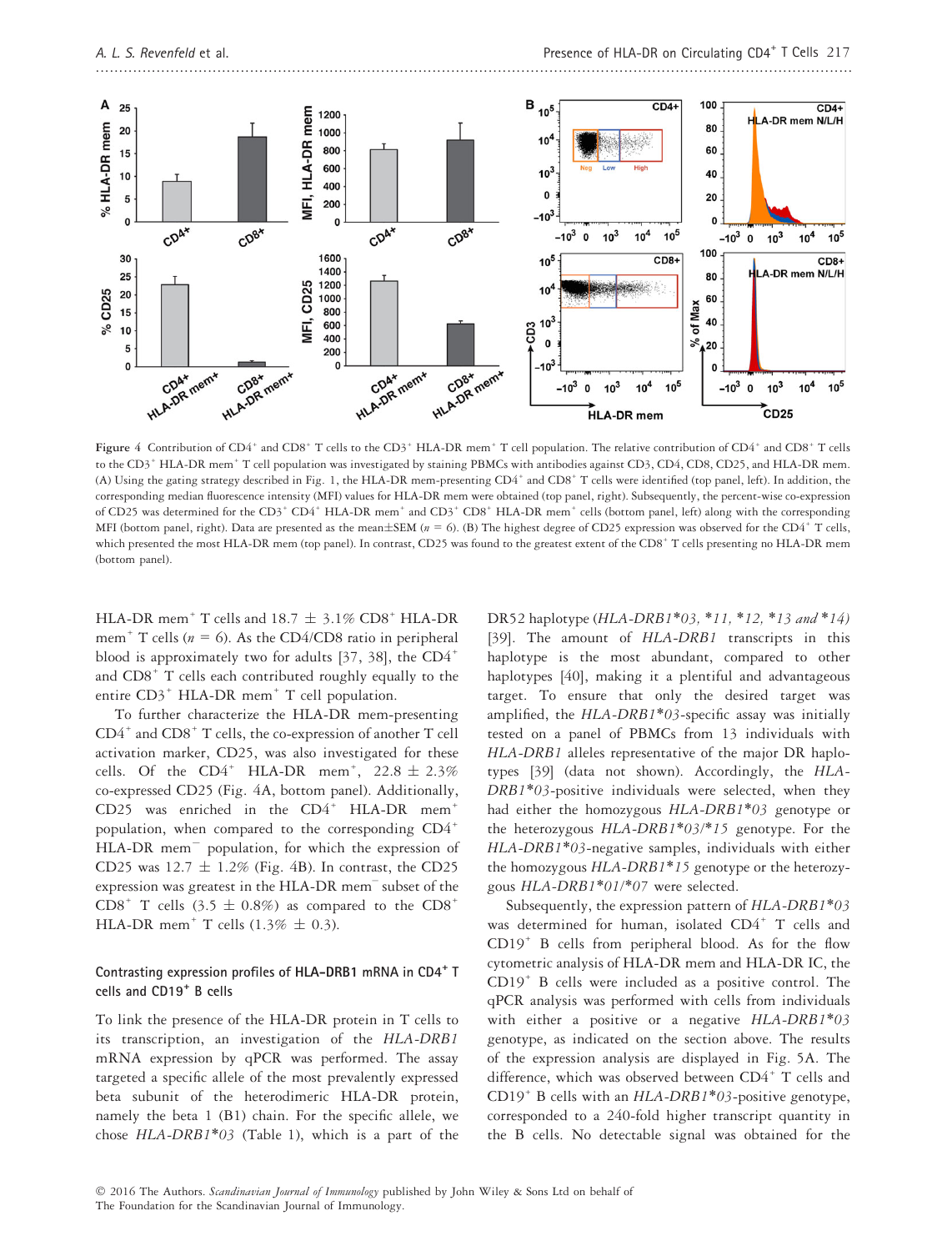Figure 4 Contribution of CD4+ and CD8+ T cells to the CD3+ HLA-DR mem+ T cell population. The relative contribution of CD4+ and CD8+ T cells to the CD3+ HLA-DR mem+ T cell population was investigated by staining PBMCs with antibodies against CD3, CD4, CD8, CD25, and HLA-DR mem. (A) Using the gating strategy described in Fig. 1, the HLA-DR mem-presenting CD4+ and CD8+ T cells were identified (top panel, left). In addition, the corresponding median fluorescence intensity (MFI) values for HLA-DR mem were obtained (top panel, right). Subsequently, the percent-wise co-expression of CD25 was determined for the CD3+ CD4+ HLA-DR mem+ and CD3+ CD8+ HLA-DR mem+ cells (bottom panel, left) along with the corresponding MFI (bottom panel, right). Data are presented as the mean±SEM ($n$ = 6). (B) The highest degree of CD25 expression was observed for the CD4+ T cells, which presented the most HLA-DR mem (top panel). In contrast, CD25 was found to the greatest extent of the CD8+ T cells presenting no HLA-DR mem (bottom panel).

HLA-DR mem+ T cells and 18.7 ± 3.1% CD8+ HLA-DR mem+ T cells ($n$ = 6). As the CD4/CD8 ratio in peripheral blood is approximately two for adults [37, 38], the CD4+ and CD8+ T cells each contributed roughly equally to the entire CD3+ HLA-DR mem+ T cell population.

To further characterize the HLA-DR mem-presenting CD4+ and CD8+ T cells, the co-expression of another T cell activation marker, CD25, was also investigated for these cells. Of the CD4+ HLA-DR mem+, 22.8 ± 2.3% co-expressed CD25 (Fig. 4A, bottom panel). Additionally, CD25 was enriched in the CD4+ HLA-DR mem+ population, when compared to the corresponding CD4+ HLA-DR mem− population, for which the expression of CD25 was 12.7 ± 1.2% (Fig. 4B). In contrast, the CD25 expression was greatest in the HLA-DR mem− subset of the CD8+ T cells (3.5 ± 0.8%) as compared to the CD8+ HLA-DR mem+ T cells (1.3% ± 0.3).

### Contrasting expression profiles of HLA-DRB1 mRNA in CD4+ T cells and CD19+ B cells

To link the presence of the HLA-DR protein in T cells to its transcription, an investigation of the *HLA-DRB1* mRNA expression by qPCR was performed. The assay targeted a specific allele of the most prevalently expressed beta subunit of the heterodimeric HLA-DR protein, namely the beta 1 (B1) chain. For the specific allele, we chose *HLA-DRB1\*03* (Table 1), which is a part of the DR52 haplotype (*HLA-DRB1\*03, \*11, \*12, \*13 and \*14*) [39]. The amount of *HLA-DRB1* transcripts in this haplotype is the most abundant, compared to other haplotypes [40], making it a plentiful and advantageous target. To ensure that only the desired target was amplified, the *HLA-DRB1\*03*-specific assay was initially tested on a panel of PBMCs from 13 individuals with *HLA-DRB1* alleles representative of the major DR haplotypes [39] (data not shown). Accordingly, the *HLA-DRB1\*03*-positive individuals were selected, when they had either the homozygous *HLA-DRB1\*03* genotype or the heterozygous *HLA-DRB1\*03/\*15* genotype. For the *HLA-DRB1\*03*-negative samples, individuals with either the homozygous *HLA-DRB1\*15* genotype or the heterozygous *HLA-DRB1\*01/\*07* were selected.

Subsequently, the expression pattern of *HLA-DRB1\*03* was determined for human, isolated CD4+ T cells and CD19+ B cells from peripheral blood. As for the flow cytometric analysis of HLA-DR mem and HLA-DR IC, the CD19+ B cells were included as a positive control. The qPCR analysis was performed with cells from individuals with either a positive or a negative *HLA-DRB1\*03* genotype, as indicated on the section above. The results of the expression analysis are displayed in Fig. 5A. The difference, which was observed between CD4+ T cells and CD19+ B cells with an *HLA-DRB1\*03*-positive genotype, corresponded to a 240-fold higher transcript quantity in the B cells. No detectable signal was obtained for the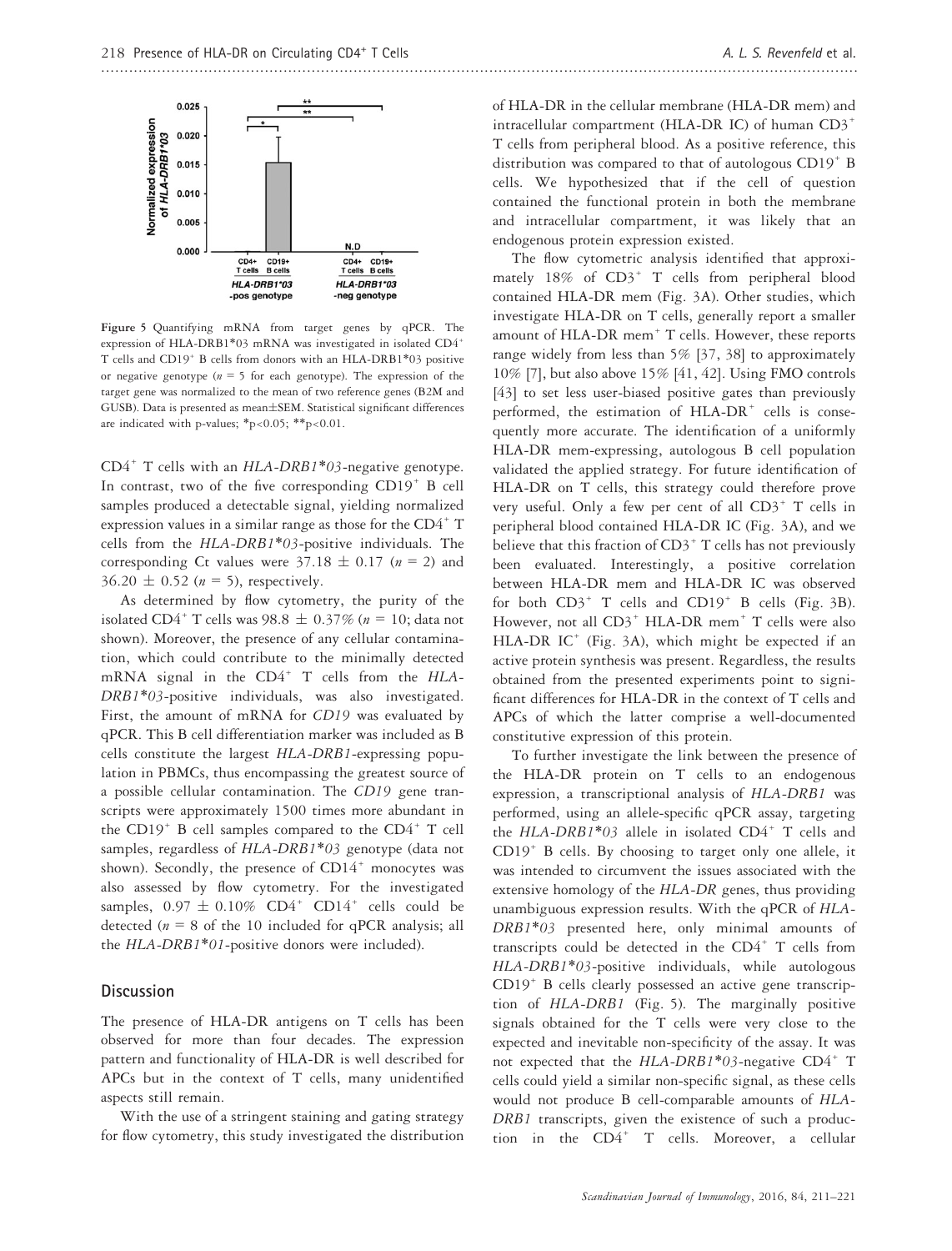Figure 5 Quantifying mRNA from target genes by qPCR. The expression of HLA-DRB1*03 mRNA was investigated in isolated $CD4^+$ T cells and $CD19^+$ B cells from donors with an HLA-DRB1*03 positive or negative genotype ($n = 5$ for each genotype). The expression of the target gene was normalized to the mean of two reference genes (B2M and GUSB). Data is presented as mean±SEM. Statistical significant differences are indicated with p-values; *$p<0.05$; **$p<0.01$.

$CD4^+$ T cells with an *HLA-DRB1*03*-negative genotype. In contrast, two of the five corresponding $CD19^+$ B cell samples produced a detectable signal, yielding normalized expression values in a similar range as those for the $CD4^+$ T cells from the *HLA-DRB1*03*-positive individuals. The corresponding Ct values were $37.18 \pm 0.17$ ($n = 2$) and $36.20 \pm 0.52$ ($n = 5$), respectively.

As determined by flow cytometry, the purity of the isolated $CD4^+$ T cells was $98.8 \pm 0.37\%$ ($n = 10$; data not shown). Moreover, the presence of any cellular contamination, which could contribute to the minimally detected mRNA signal in the $CD4^+$ T cells from the *HLA-DRB1*03*-positive individuals, was also investigated. First, the amount of mRNA for *CD19* was evaluated by qPCR. This B cell differentiation marker was included as B cells constitute the largest *HLA-DRB1*-expressing population in PBMCs, thus encompassing the greatest source of a possible cellular contamination. The *CD19* gene transcripts were approximately 1500 times more abundant in the $CD19^+$ B cell samples compared to the $CD4^+$ T cell samples, regardless of *HLA-DRB1*03* genotype (data not shown). Secondly, the presence of $CD14^+$ monocytes was also assessed by flow cytometry. For the investigated samples, $0.97 \pm 0.10\%$ $CD4^+$ $CD14^+$ cells could be detected ($n = 8$ of the 10 included for qPCR analysis; all the *HLA-DRB1*01*-positive donors were included).

## Discussion

The presence of HLA-DR antigens on T cells has been observed for more than four decades. The expression pattern and functionality of HLA-DR is well described for APCs but in the context of T cells, many unidentified aspects still remain.

With the use of a stringent staining and gating strategy for flow cytometry, this study investigated the distribution of HLA-DR in the cellular membrane (HLA-DR mem) and intracellular compartment (HLA-DR IC) of human $CD3^+$ T cells from peripheral blood. As a positive reference, this distribution was compared to that of autologous $CD19^+$ B cells. We hypothesized that if the cell of question contained the functional protein in both the membrane and intracellular compartment, it was likely that an endogenous protein expression existed.

The flow cytometric analysis identified that approximately 18% of $CD3^+$ T cells from peripheral blood contained HLA-DR mem (Fig. 3A). Other studies, which investigate HLA-DR on T cells, generally report a smaller amount of HLA-DR $mem^+$ T cells. However, these reports range widely from less than 5% [37, 38] to approximately 10% [7], but also above 15% [41, 42]. Using FMO controls [43] to set less user-biased positive gates than previously performed, the estimation of HLA-$DR^+$ cells is consequently more accurate. The identification of a uniformly HLA-DR mem-expressing, autologous B cell population validated the applied strategy. For future identification of HLA-DR on T cells, this strategy could therefore prove very useful. Only a few per cent of all $CD3^+$ T cells in peripheral blood contained HLA-DR IC (Fig. 3A), and we believe that this fraction of $CD3^+$ T cells has not previously been evaluated. Interestingly, a positive correlation between HLA-DR mem and HLA-DR IC was observed for both $CD3^+$ T cells and $CD19^+$ B cells (Fig. 3B). However, not all $CD3^+$ HLA-DR $mem^+$ T cells were also HLA-DR $IC^+$ (Fig. 3A), which might be expected if an active protein synthesis was present. Regardless, the results obtained from the presented experiments point to significant differences for HLA-DR in the context of T cells and APCs of which the latter comprise a well-documented constitutive expression of this protein.

To further investigate the link between the presence of the HLA-DR protein on T cells to an endogenous expression, a transcriptional analysis of *HLA-DRB1* was performed, using an allele-specific qPCR assay, targeting the *HLA-DRB1*03* allele in isolated $CD4^+$ T cells and $CD19^+$ B cells. By choosing to target only one allele, it was intended to circumvent the issues associated with the extensive homology of the *HLA-DR* genes, thus providing unambiguous expression results. With the qPCR of *HLA-DRB1*03* presented here, only minimal amounts of transcripts could be detected in the $CD4^+$ T cells from *HLA-DRB1*03*-positive individuals, while autologous $CD19^+$ B cells clearly possessed an active gene transcription of *HLA-DRB1* (Fig. 5). The marginally positive signals obtained for the T cells were very close to the expected and inevitable non-specificity of the assay. It was not expected that the *HLA-DRB1*03*-negative $CD4^+$ T cells could yield a similar non-specific signal, as these cells would not produce B cell-comparable amounts of *HLA-DRB1* transcripts, given the existence of such a production in the $CD4^+$ T cells. Moreover, a cellular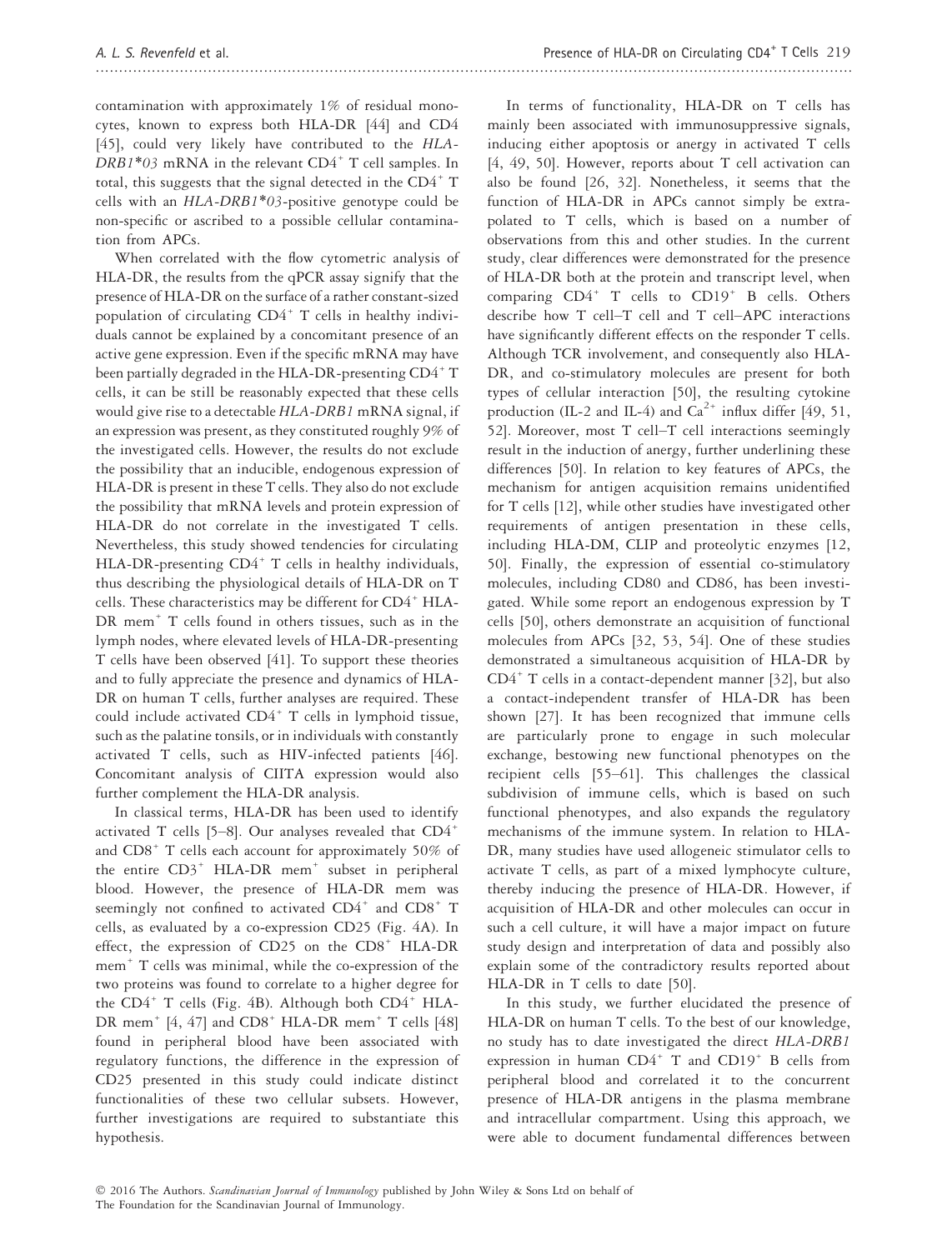contamination with approximately 1% of residual monocytes, known to express both HLA-DR [44] and CD4 [45], could very likely have contributed to the *HLA-DRB1*03* mRNA in the relevant $CD4^+$ T cell samples. In total, this suggests that the signal detected in the $CD4^+$ T cells with an *HLA-DRB1*03*-positive genotype could be non-specific or ascribed to a possible cellular contamination from APCs.

When correlated with the flow cytometric analysis of HLA-DR, the results from the qPCR assay signify that the presence of HLA-DR on the surface of a rather constant-sized population of circulating $CD4^+$ T cells in healthy individuals cannot be explained by a concomitant presence of an active gene expression. Even if the specific mRNA may have been partially degraded in the HLA-DR-presenting $CD4^+$ T cells, it can be still be reasonably expected that these cells would give rise to a detectable *HLA-DRB1* mRNA signal, if an expression was present, as they constituted roughly 9% of the investigated cells. However, the results do not exclude the possibility that an inducible, endogenous expression of HLA-DR is present in these T cells. They also do not exclude the possibility that mRNA levels and protein expression of HLA-DR do not correlate in the investigated T cells. Nevertheless, this study showed tendencies for circulating HLA-DR-presenting $CD4^+$ T cells in healthy individuals, thus describing the physiological details of HLA-DR on T cells. These characteristics may be different for $CD4^+$ HLA-DR $mem^+$ T cells found in others tissues, such as in the lymph nodes, where elevated levels of HLA-DR-presenting T cells have been observed [41]. To support these theories and to fully appreciate the presence and dynamics of HLA-DR on human T cells, further analyses are required. These could include activated $CD4^+$ T cells in lymphoid tissue, such as the palatine tonsils, or in individuals with constantly activated T cells, such as HIV-infected patients [46]. Concomitant analysis of CIITA expression would also further complement the HLA-DR analysis.

In classical terms, HLA-DR has been used to identify activated T cells [5–8]. Our analyses revealed that $CD4^+$ and $CD8^+$ T cells each account for approximately 50% of the entire $CD3^+$ HLA-DR $mem^+$ subset in peripheral blood. However, the presence of HLA-DR mem was seemingly not confined to activated $CD4^+$ and $CD8^+$ T cells, as evaluated by a co-expression CD25 (Fig. 4A). In effect, the expression of CD25 on the $CD8^+$ HLA-DR $mem^+$ T cells was minimal, while the co-expression of the two proteins was found to correlate to a higher degree for the $CD4^+$ T cells (Fig. 4B). Although both $CD4^+$ HLA-DR $mem^+$ [4, 47] and $CD8^+$ HLA-DR $mem^+$ T cells [48] found in peripheral blood have been associated with regulatory functions, the difference in the expression of CD25 presented in this study could indicate distinct functionalities of these two cellular subsets. However, further investigations are required to substantiate this hypothesis.

In terms of functionality, HLA-DR on T cells has mainly been associated with immunosuppressive signals, inducing either apoptosis or anergy in activated T cells [4, 49, 50]. However, reports about T cell activation can also be found [26, 32]. Nonetheless, it seems that the function of HLA-DR in APCs cannot simply be extrapolated to T cells, which is based on a number of observations from this and other studies. In the current study, clear differences were demonstrated for the presence of HLA-DR both at the protein and transcript level, when comparing $CD4^+$ T cells to $CD19^+$ B cells. Others describe how T cell–T cell and T cell–APC interactions have significantly different effects on the responder T cells. Although TCR involvement, and consequently also HLA-DR, and co-stimulatory molecules are present for both types of cellular interaction [50], the resulting cytokine production (IL-2 and IL-4) and $Ca^{2+}$ influx differ [49, 51, 52]. Moreover, most T cell–T cell interactions seemingly result in the induction of anergy, further underlining these differences [50]. In relation to key features of APCs, the mechanism for antigen acquisition remains unidentified for T cells [12], while other studies have investigated other requirements of antigen presentation in these cells, including HLA-DM, CLIP and proteolytic enzymes [12, 50]. Finally, the expression of essential co-stimulatory molecules, including CD80 and CD86, has been investigated. While some report an endogenous expression by T cells [50], others demonstrate an acquisition of functional molecules from APCs [32, 53, 54]. One of these studies demonstrated a simultaneous acquisition of HLA-DR by $CD4^+$ T cells in a contact-dependent manner [32], but also a contact-independent transfer of HLA-DR has been shown [27]. It has been recognized that immune cells are particularly prone to engage in such molecular exchange, bestowing new functional phenotypes on the recipient cells [55–61]. This challenges the classical subdivision of immune cells, which is based on such functional phenotypes, and also expands the regulatory mechanisms of the immune system. In relation to HLA-DR, many studies have used allogeneic stimulator cells to activate T cells, as part of a mixed lymphocyte culture, thereby inducing the presence of HLA-DR. However, if acquisition of HLA-DR and other molecules can occur in such a cell culture, it will have a major impact on future study design and interpretation of data and possibly also explain some of the contradictory results reported about HLA-DR in T cells to date [50].

In this study, we further elucidated the presence of HLA-DR on human T cells. To the best of our knowledge, no study has to date investigated the direct *HLA-DRB1* expression in human $CD4^+$ T and $CD19^+$ B cells from peripheral blood and correlated it to the concurrent presence of HLA-DR antigens in the plasma membrane and intracellular compartment. Using this approach, we were able to document fundamental differences between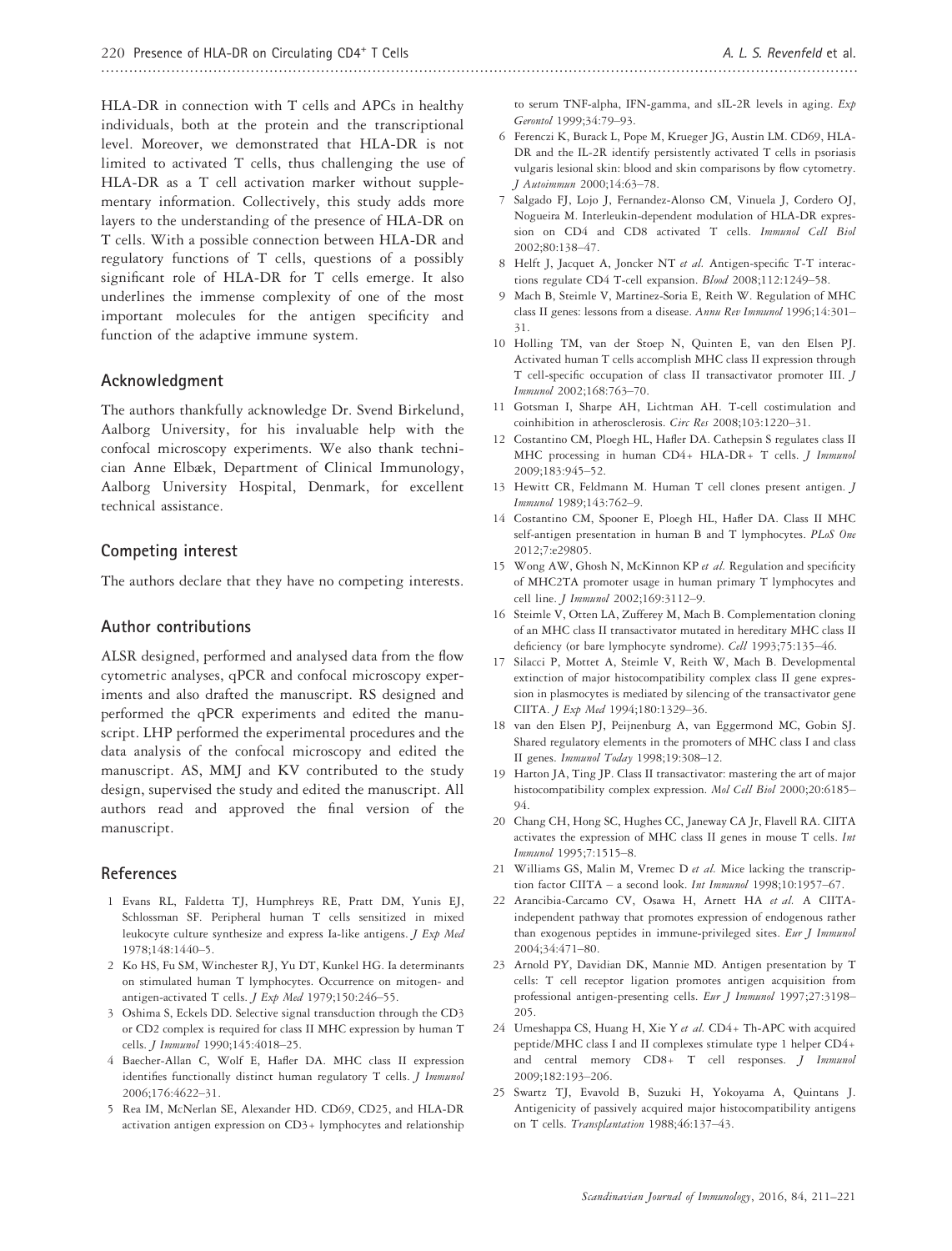HLA-DR in connection with T cells and APCs in healthy individuals, both at the protein and the transcriptional level. Moreover, we demonstrated that HLA-DR is not limited to activated T cells, thus challenging the use of HLA-DR as a T cell activation marker without supplementary information. Collectively, this study adds more layers to the understanding of the presence of HLA-DR on T cells. With a possible connection between HLA-DR and regulatory functions of T cells, questions of a possibly significant role of HLA-DR for T cells emerge. It also underlines the immense complexity of one of the most important molecules for the antigen specificity and function of the adaptive immune system.

## Acknowledgment

The authors thankfully acknowledge Dr. Svend Birkelund, Aalborg University, for his invaluable help with the confocal microscopy experiments. We also thank technician Anne Elbæk, Department of Clinical Immunology, Aalborg University Hospital, Denmark, for excellent technical assistance.

## Competing interest

The authors declare that they have no competing interests.

## Author contributions

ALSR designed, performed and analysed data from the flow cytometric analyses, qPCR and confocal microscopy experiments and also drafted the manuscript. RS designed and performed the qPCR experiments and edited the manuscript. LHP performed the experimental procedures and the data analysis of the confocal microscopy and edited the manuscript. AS, MMJ and KV contributed to the study design, supervised the study and edited the manuscript. All authors read and approved the final version of the manuscript.

## References

1 Evans RL, Faldetta TJ, Humphreys RE, Pratt DM, Yunis EJ, Schlossman SF. Peripheral human T cells sensitized in mixed leukocyte culture synthesize and express Ia-like antigens. *J Exp Med* 1978;148:1440–5.

2 Ko HS, Fu SM, Winchester RJ, Yu DT, Kunkel HG. Ia determinants on stimulated human T lymphocytes. Occurrence on mitogen- and antigen-activated T cells. *J Exp Med* 1979;150:246–55.

3 Oshima S, Eckels DD. Selective signal transduction through the CD3 or CD2 complex is required for class II MHC expression by human T cells. *J Immunol* 1990;145:4018–25.

4 Baecher-Allan C, Wolf E, Hafler DA. MHC class II expression identifies functionally distinct human regulatory T cells. *J Immunol* 2006;176:4622–31.

5 Rea IM, McNerlan SE, Alexander HD. CD69, CD25, and HLA-DR activation antigen expression on CD3+ lymphocytes and relationship to serum TNF-alpha, IFN-gamma, and sIL-2R levels in aging. *Exp Gerontol* 1999;34:79–93.

6 Ferenczi K, Burack L, Pope M, Krueger JG, Austin LM. CD69, HLA-DR and the IL-2R identify persistently activated T cells in psoriasis vulgaris lesional skin: blood and skin comparisons by flow cytometry. *J Autoimmun* 2000;14:63–78.

7 Salgado FJ, Lojo J, Fernandez-Alonso CM, Vinuela J, Cordero OJ, Nogueira M. Interleukin-dependent modulation of HLA-DR expression on CD4 and CD8 activated T cells. *Immunol Cell Biol* 2002;80:138–47.

8 Helft J, Jacquet A, Joncker NT *et al.* Antigen-specific T-T interactions regulate CD4 T-cell expansion. *Blood* 2008;112:1249–58.

9 Mach B, Steimle V, Martinez-Soria E, Reith W. Regulation of MHC class II genes: lessons from a disease. *Annu Rev Immunol* 1996;14:301–31.

10 Holling TM, van der Stoep N, Quinten E, van den Elsen PJ. Activated human T cells accomplish MHC class II expression through T cell-specific occupation of class II transactivator promoter III. *J Immunol* 2002;168:763–70.

11 Gotsman I, Sharpe AH, Lichtman AH. T-cell costimulation and coinhibition in atherosclerosis. *Circ Res* 2008;103:1220–31.

12 Costantino CM, Ploegh HL, Hafler DA. Cathepsin S regulates class II MHC processing in human CD4+ HLA-DR+ T cells. *J Immunol* 2009;183:945–52.

13 Hewitt CR, Feldmann M. Human T cell clones present antigen. *J Immunol* 1989;143:762–9.

14 Costantino CM, Spooner E, Ploegh HL, Hafler DA. Class II MHC self-antigen presentation in human B and T lymphocytes. *PLoS One* 2012;7:e29805.

15 Wong AW, Ghosh N, McKinnon KP *et al.* Regulation and specificity of MHC2TA promoter usage in human primary T lymphocytes and cell line. *J Immunol* 2002;169:3112–9.

16 Steimle V, Otten LA, Zufferey M, Mach B. Complementation cloning of an MHC class II transactivator mutated in hereditary MHC class II deficiency (or bare lymphocyte syndrome). *Cell* 1993;75:135–46.

17 Silacci P, Mottet A, Steimle V, Reith W, Mach B. Developmental extinction of major histocompatibility complex class II gene expression in plasmocytes is mediated by silencing of the transactivator gene CIITA. *J Exp Med* 1994;180:1329–36.

18 van den Elsen PJ, Peijnenburg A, van Eggermond MC, Gobin SJ. Shared regulatory elements in the promoters of MHC class I and class II genes. *Immunol Today* 1998;19:308–12.

19 Harton JA, Ting JP. Class II transactivator: mastering the art of major histocompatibility complex expression. *Mol Cell Biol* 2000;20:6185–94.

20 Chang CH, Hong SC, Hughes CC, Janeway CA Jr, Flavell RA. CIITA activates the expression of MHC class II genes in mouse T cells. *Int Immunol* 1995;7:1515–8.

21 Williams GS, Malin M, Vremec D *et al.* Mice lacking the transcription factor CIITA – a second look. *Int Immunol* 1998;10:1957–67.

22 Arancibia-Carcamo CV, Osawa H, Arnett HA *et al.* A CIITA-independent pathway that promotes expression of endogenous rather than exogenous peptides in immune-privileged sites. *Eur J Immunol* 2004;34:471–80.

23 Arnold PY, Davidian DK, Mannie MD. Antigen presentation by T cells: T cell receptor ligation promotes antigen acquisition from professional antigen-presenting cells. *Eur J Immunol* 1997;27:3198–205.

24 Umeshappa CS, Huang H, Xie Y *et al.* CD4+ Th-APC with acquired peptide/MHC class I and II complexes stimulate type 1 helper CD4+ and central memory CD8+ T cell responses. *J Immunol* 2009;182:193–206.

25 Swartz TJ, Evavold B, Suzuki H, Yokoyama A, Quintans J. Antigenicity of passively acquired major histocompatibility antigens on T cells. *Transplantation* 1988;46:137–43.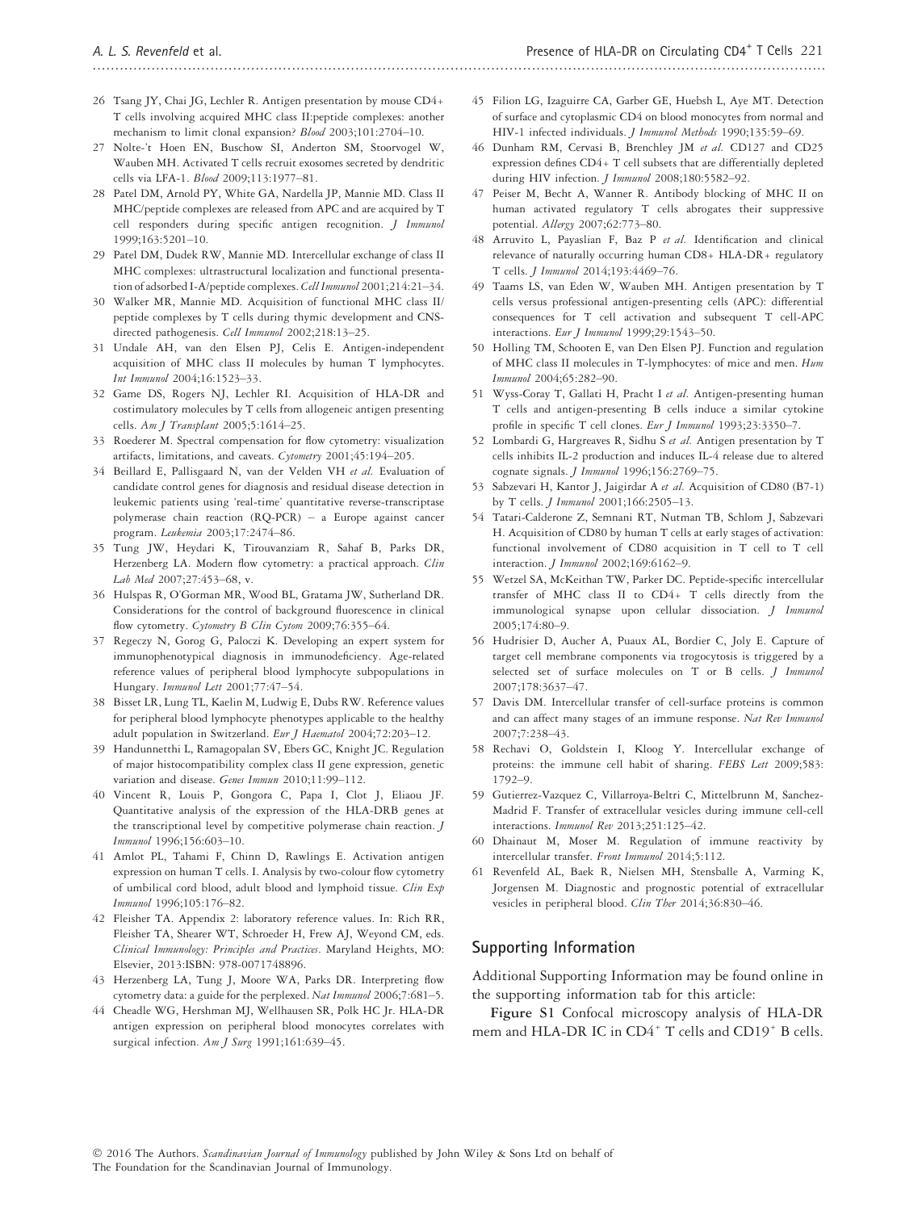26 Tsang JY, Chai JG, Lechler R. Antigen presentation by mouse CD4+ T cells involving acquired MHC class II:peptide complexes: another mechanism to limit clonal expansion? *Blood* 2003;101:2704–10.

27 Nolte-'t Hoen EN, Buschow SI, Anderton SM, Stoorvogel W, Wauben MH. Activated T cells recruit exosomes secreted by dendritic cells via LFA-1. *Blood* 2009;113:1977–81.

28 Patel DM, Arnold PY, White GA, Nardella JP, Mannie MD. Class II MHC/peptide complexes are released from APC and are acquired by T cell responders during specific antigen recognition. *J Immunol* 1999;163:5201–10.

29 Patel DM, Dudek RW, Mannie MD. Intercellular exchange of class II MHC complexes: ultrastructural localization and functional presentation of adsorbed I-A/peptide complexes. *Cell Immunol* 2001;214:21–34.

30 Walker MR, Mannie MD. Acquisition of functional MHC class II/peptide complexes by T cells during thymic development and CNS-directed pathogenesis. *Cell Immunol* 2002;218:13–25.

31 Undale AH, van den Elsen PJ, Celis E. Antigen-independent acquisition of MHC class II molecules by human T lymphocytes. *Int Immunol* 2004;16:1523–33.

32 Game DS, Rogers NJ, Lechler RI. Acquisition of HLA-DR and costimulatory molecules by T cells from allogeneic antigen presenting cells. *Am J Transplant* 2005;5:1614–25.

33 Roederer M. Spectral compensation for flow cytometry: visualization artifacts, limitations, and caveats. *Cytometry* 2001;45:194–205.

34 Beillard E, Pallisgaard N, van der Velden VH *et al.* Evaluation of candidate control genes for diagnosis and residual disease detection in leukemic patients using 'real-time' quantitative reverse-transcriptase polymerase chain reaction (RQ-PCR) – a Europe against cancer program. *Leukemia* 2003;17:2474–86.

35 Tung JW, Heydari K, Tirouvanziam R, Sahaf B, Parks DR, Herzenberg LA. Modern flow cytometry: a practical approach. *Clin Lab Med* 2007;27:453–68, v.

36 Hulspas R, O'Gorman MR, Wood BL, Gratama JW, Sutherland DR. Considerations for the control of background fluorescence in clinical flow cytometry. *Cytometry B Clin Cytom* 2009;76:355–64.

37 Regeczy N, Gorog G, Paloczi K. Developing an expert system for immunophenotypical diagnosis in immunodeficiency. Age-related reference values of peripheral blood lymphocyte subpopulations in Hungary. *Immunol Lett* 2001;77:47–54.

38 Bisset LR, Lung TL, Kaelin M, Ludwig E, Dubs RW. Reference values for peripheral blood lymphocyte phenotypes applicable to the healthy adult population in Switzerland. *Eur J Haematol* 2004;72:203–12.

39 Handunnetthi L, Ramagopalan SV, Ebers GC, Knight JC. Regulation of major histocompatibility complex class II gene expression, genetic variation and disease. *Genes Immun* 2010;11:99–112.

40 Vincent R, Louis P, Gongora C, Papa I, Clot J, Eliaou JF. Quantitative analysis of the expression of the HLA-DRB genes at the transcriptional level by competitive polymerase chain reaction. *J Immunol* 1996;156:603–10.

41 Amlot PL, Tahami F, Chinn D, Rawlings E. Activation antigen expression on human T cells. I. Analysis by two-colour flow cytometry of umbilical cord blood, adult blood and lymphoid tissue. *Clin Exp Immunol* 1996;105:176–82.

42 Fleisher TA. Appendix 2: laboratory reference values. In: Rich RR, Fleisher TA, Shearer WT, Schroeder H, Frew AJ, Weyond CM, eds. *Clinical Immunology: Principles and Practices*. Maryland Heights, MO: Elsevier, 2013:ISBN: 978-0071748896.

43 Herzenberg LA, Tung J, Moore WA, Parks DR. Interpreting flow cytometry data: a guide for the perplexed. *Nat Immunol* 2006;7:681–5.

44 Cheadle WG, Hershman MJ, Wellhausen SR, Polk HC Jr. HLA-DR antigen expression on peripheral blood monocytes correlates with surgical infection. *Am J Surg* 1991;161:639–45.

45 Filion LG, Izaguirre CA, Garber GE, Huebsh L, Aye MT. Detection of surface and cytoplasmic CD4 on blood monocytes from normal and HIV-1 infected individuals. *J Immunol Methods* 1990;135:59–69.

46 Dunham RM, Cervasi B, Brenchley JM *et al.* CD127 and CD25 expression defines CD4+ T cell subsets that are differentially depleted during HIV infection. *J Immunol* 2008;180:5582–92.

47 Peiser M, Becht A, Wanner R. Antibody blocking of MHC II on human activated regulatory T cells abrogates their suppressive potential. *Allergy* 2007;62:773–80.

48 Arruvito L, Payaslian F, Baz P *et al.* Identification and clinical relevance of naturally occurring human CD8+ HLA-DR+ regulatory T cells. *J Immunol* 2014;193:4469–76.

49 Taams LS, van Eden W, Wauben MH. Antigen presentation by T cells versus professional antigen-presenting cells (APC): differential consequences for T cell activation and subsequent T cell-APC interactions. *Eur J Immunol* 1999;29:1543–50.

50 Holling TM, Schooten E, van Den Elsen PJ. Function and regulation of MHC class II molecules in T-lymphocytes: of mice and men. *Hum Immunol* 2004;65:282–90.

51 Wyss-Coray T, Gallati H, Pracht I *et al.* Antigen-presenting human T cells and antigen-presenting B cells induce a similar cytokine profile in specific T cell clones. *Eur J Immunol* 1993;23:3350–7.

52 Lombardi G, Hargreaves R, Sidhu S *et al.* Antigen presentation by T cells inhibits IL-2 production and induces IL-4 release due to altered cognate signals. *J Immunol* 1996;156:2769–75.

53 Sabzevari H, Kantor J, Jaigirdar A *et al.* Acquisition of CD80 (B7-1) by T cells. *J Immunol* 2001;166:2505–13.

54 Tatari-Calderone Z, Semnani RT, Nutman TB, Schlom J, Sabzevari H. Acquisition of CD80 by human T cells at early stages of activation: functional involvement of CD80 acquisition in T cell to T cell interaction. *J Immunol* 2002;169:6162–9.

55 Wetzel SA, McKeithan TW, Parker DC. Peptide-specific intercellular transfer of MHC class II to CD4+ T cells directly from the immunological synapse upon cellular dissociation. *J Immunol* 2005;174:80–9.

56 Hudrisier D, Aucher A, Puaux AL, Bordier C, Joly E. Capture of target cell membrane components via trogocytosis is triggered by a selected set of surface molecules on T or B cells. *J Immunol* 2007;178:3637–47.

57 Davis DM. Intercellular transfer of cell-surface proteins is common and can affect many stages of an immune response. *Nat Rev Immunol* 2007;7:238–43.

58 Rechavi O, Goldstein I, Kloog Y. Intercellular exchange of proteins: the immune cell habit of sharing. *FEBS Lett* 2009;583:1792–9.

59 Gutierrez-Vazquez C, Villarroya-Beltri C, Mittelbrunn M, Sanchez-Madrid F. Transfer of extracellular vesicles during immune cell-cell interactions. *Immunol Rev* 2013;251:125–42.

60 Dhainaut M, Moser M. Regulation of immune reactivity by intercellular transfer. *Front Immunol* 2014;5:112.

61 Revenfeld AL, Baek R, Nielsen MH, Stensballe A, Varming K, Jorgensen M. Diagnostic and prognostic potential of extracellular vesicles in peripheral blood. *Clin Ther* 2014;36:830–46.

## Supporting Information

Additional Supporting Information may be found online in the supporting information tab for this article:

**Figure S1** Confocal microscopy analysis of HLA-DR mem and HLA-DR IC in CD4$^{+}$ T cells and CD19$^{+}$ B cells.